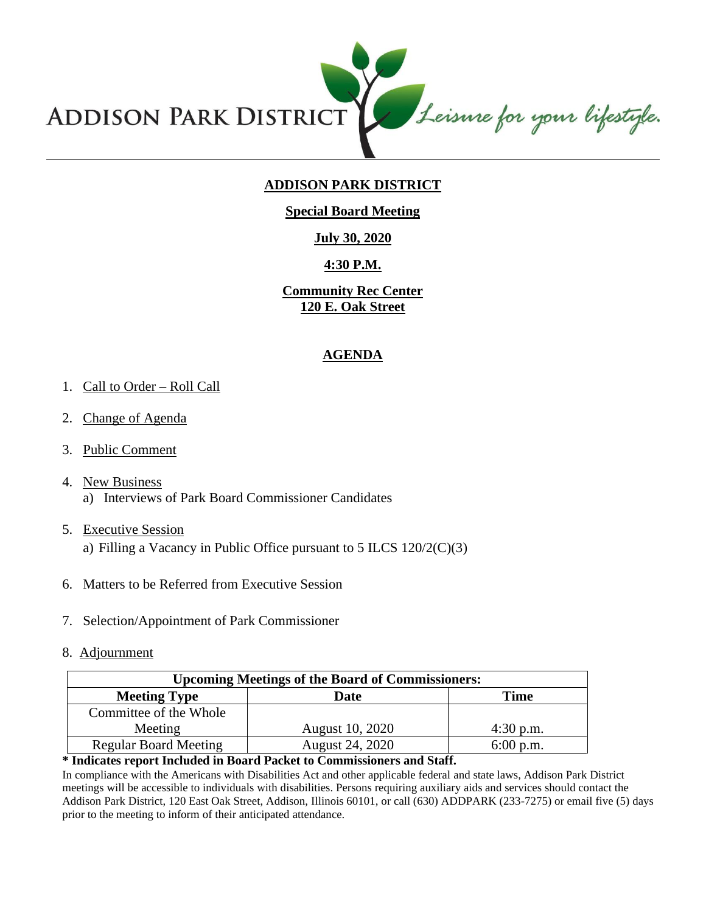ADDISON PARK DISTRICT *Leisure for your lifestyle.*

# ADDISON PARK DISTRICT

## Special Board Meeting

**July 30, 2020**

**4:30 P.M.**

**Community Rec Center**
**120 E. Oak Street**

## AGENDA

1. Call to Order – Roll Call
2. Change of Agenda
3. Public Comment
4. New Business
   a) Interviews of Park Board Commissioner Candidates
5. Executive Session
   a) Filling a Vacancy in Public Office pursuant to 5 ILCS 120/2(C)(3)
6. Matters to be Referred from Executive Session
7. Selection/Appointment of Park Commissioner
8. Adjournment

| Upcoming Meetings of the Board of Commissioners: | | |
|---|---|---|
| **Meeting Type** | **Date** | **Time** |
| Committee of the Whole Meeting | August 10, 2020 | 4:30 p.m. |
| Regular Board Meeting | August 24, 2020 | 6:00 p.m. |

**\* Indicates report Included in Board Packet to Commissioners and Staff.**

In compliance with the Americans with Disabilities Act and other applicable federal and state laws, Addison Park District meetings will be accessible to individuals with disabilities. Persons requiring auxiliary aids and services should contact the Addison Park District, 120 East Oak Street, Addison, Illinois 60101, or call (630) ADDPARK (233-7275) or email five (5) days prior to the meeting to inform of their anticipated attendance.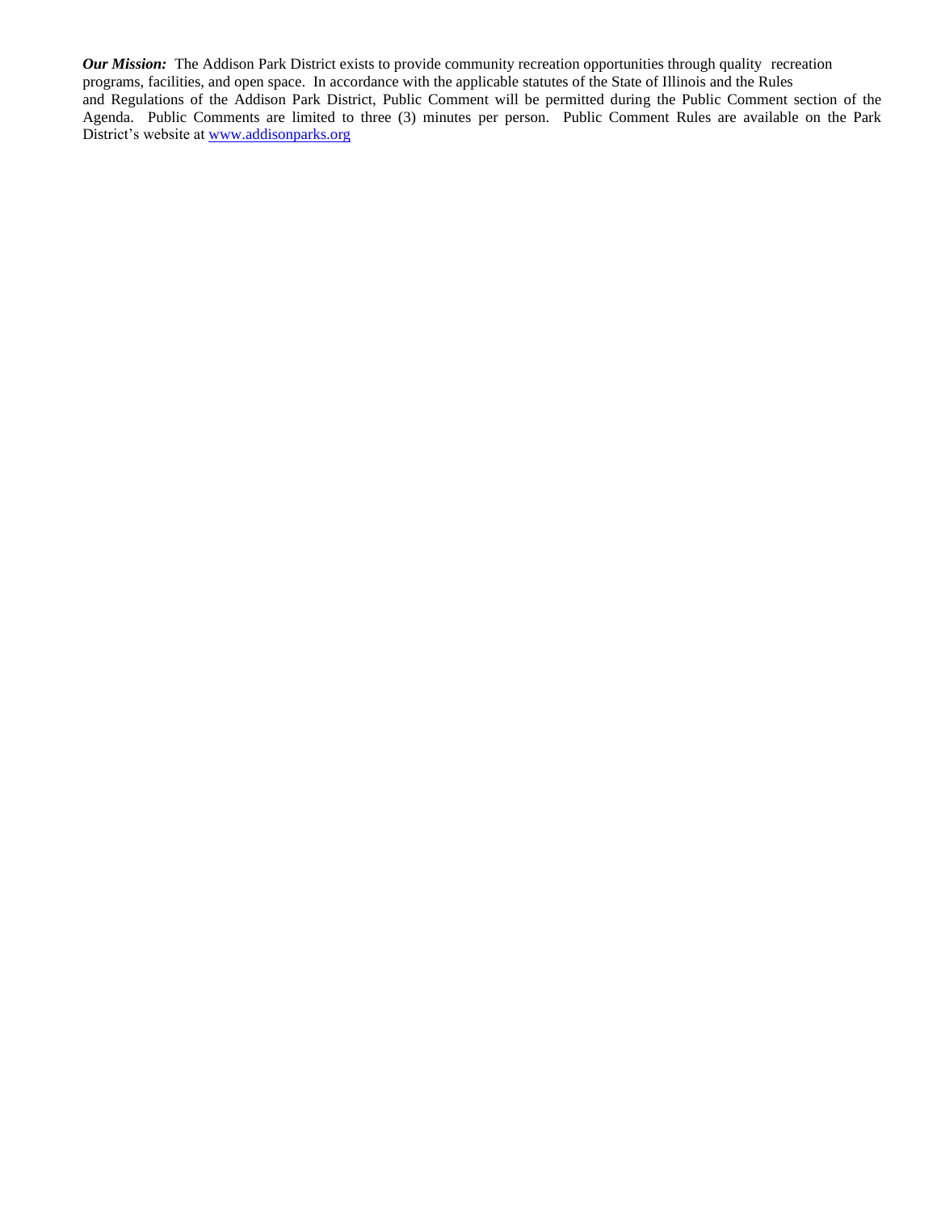***Our Mission:*** The Addison Park District exists to provide community recreation opportunities through quality recreation programs, facilities, and open space. In accordance with the applicable statutes of the State of Illinois and the Rules and Regulations of the Addison Park District, Public Comment will be permitted during the Public Comment section of the Agenda. Public Comments are limited to three (3) minutes per person. Public Comment Rules are available on the Park District's website at [www.addisonparks.org](http://www.addisonparks.org)